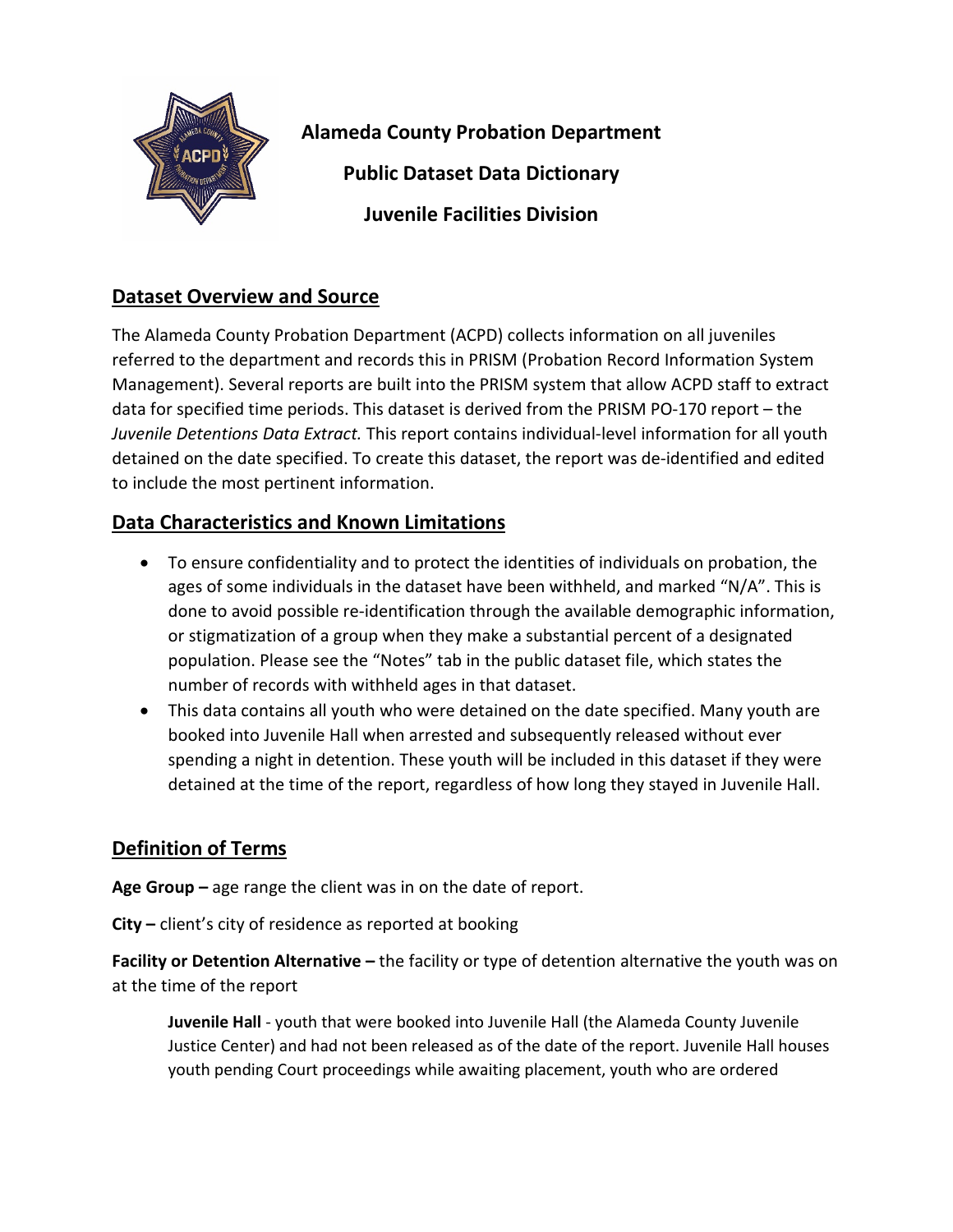**Alameda County Probation Department**

**Public Dataset Data Dictionary**

**Juvenile Facilities Division**

## Dataset Overview and Source

The Alameda County Probation Department (ACPD) collects information on all juveniles referred to the department and records this in PRISM (Probation Record Information System Management). Several reports are built into the PRISM system that allow ACPD staff to extract data for specified time periods. This dataset is derived from the PRISM PO-170 report – the *Juvenile Detentions Data Extract.* This report contains individual-level information for all youth detained on the date specified. To create this dataset, the report was de-identified and edited to include the most pertinent information.

## Data Characteristics and Known Limitations

- To ensure confidentiality and to protect the identities of individuals on probation, the ages of some individuals in the dataset have been withheld, and marked "N/A". This is done to avoid possible re-identification through the available demographic information, or stigmatization of a group when they make a substantial percent of a designated population. Please see the "Notes" tab in the public dataset file, which states the number of records with withheld ages in that dataset.
- This data contains all youth who were detained on the date specified. Many youth are booked into Juvenile Hall when arrested and subsequently released without ever spending a night in detention. These youth will be included in this dataset if they were detained at the time of the report, regardless of how long they stayed in Juvenile Hall.

## Definition of Terms

**Age Group –** age range the client was in on the date of report.

**City –** client's city of residence as reported at booking

**Facility or Detention Alternative –** the facility or type of detention alternative the youth was on at the time of the report

> **Juvenile Hall** - youth that were booked into Juvenile Hall (the Alameda County Juvenile Justice Center) and had not been released as of the date of the report. Juvenile Hall houses youth pending Court proceedings while awaiting placement, youth who are ordered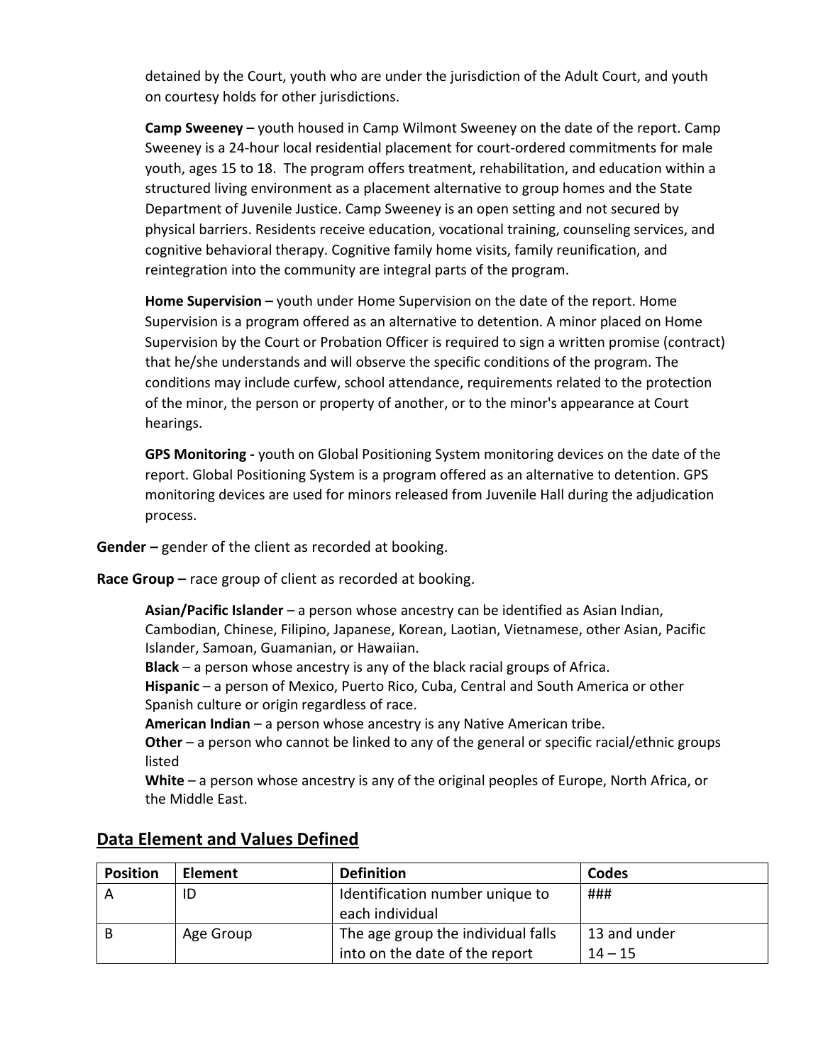detained by the Court, youth who are under the jurisdiction of the Adult Court, and youth on courtesy holds for other jurisdictions.

**Camp Sweeney –** youth housed in Camp Wilmont Sweeney on the date of the report. Camp Sweeney is a 24-hour local residential placement for court-ordered commitments for male youth, ages 15 to 18. The program offers treatment, rehabilitation, and education within a structured living environment as a placement alternative to group homes and the State Department of Juvenile Justice. Camp Sweeney is an open setting and not secured by physical barriers. Residents receive education, vocational training, counseling services, and cognitive behavioral therapy. Cognitive family home visits, family reunification, and reintegration into the community are integral parts of the program.

**Home Supervision –** youth under Home Supervision on the date of the report. Home Supervision is a program offered as an alternative to detention. A minor placed on Home Supervision by the Court or Probation Officer is required to sign a written promise (contract) that he/she understands and will observe the specific conditions of the program. The conditions may include curfew, school attendance, requirements related to the protection of the minor, the person or property of another, or to the minor's appearance at Court hearings.

**GPS Monitoring -** youth on Global Positioning System monitoring devices on the date of the report. Global Positioning System is a program offered as an alternative to detention. GPS monitoring devices are used for minors released from Juvenile Hall during the adjudication process.

**Gender –** gender of the client as recorded at booking.

**Race Group –** race group of client as recorded at booking.

**Asian/Pacific Islander** – a person whose ancestry can be identified as Asian Indian, Cambodian, Chinese, Filipino, Japanese, Korean, Laotian, Vietnamese, other Asian, Pacific Islander, Samoan, Guamanian, or Hawaiian.
**Black** – a person whose ancestry is any of the black racial groups of Africa.
**Hispanic** – a person of Mexico, Puerto Rico, Cuba, Central and South America or other Spanish culture or origin regardless of race.
**American Indian** – a person whose ancestry is any Native American tribe.
**Other** – a person who cannot be linked to any of the general or specific racial/ethnic groups listed
**White** – a person whose ancestry is any of the original peoples of Europe, North Africa, or the Middle East.

## Data Element and Values Defined

| Position | Element | Definition | Codes |
|---|---|---|---|
| A | ID | Identification number unique to each individual | ### |
| B | Age Group | The age group the individual falls into on the date of the report | 13 and under<br>14 – 15 |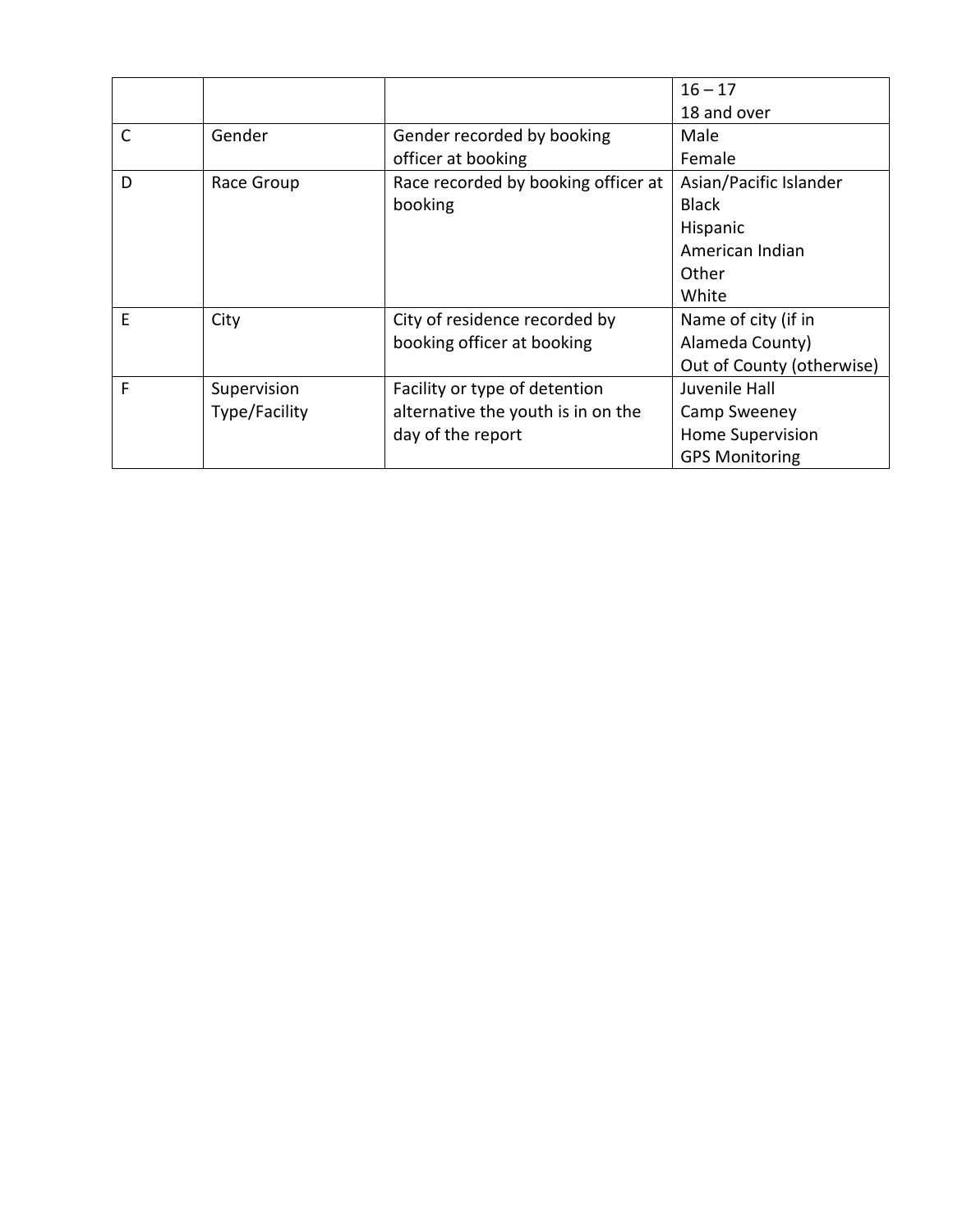| | | | |
|---|---|---|---|
| | | | 16 – 17<br>18 and over |
| C | Gender | Gender recorded by booking officer at booking | Male<br>Female |
| D | Race Group | Race recorded by booking officer at booking | Asian/Pacific Islander<br>Black<br>Hispanic<br>American Indian<br>Other<br>White |
| E | City | City of residence recorded by booking officer at booking | Name of city (if in Alameda County)<br>Out of County (otherwise) |
| F | Supervision Type/Facility | Facility or type of detention alternative the youth is in on the day of the report | Juvenile Hall<br>Camp Sweeney<br>Home Supervision<br>GPS Monitoring |